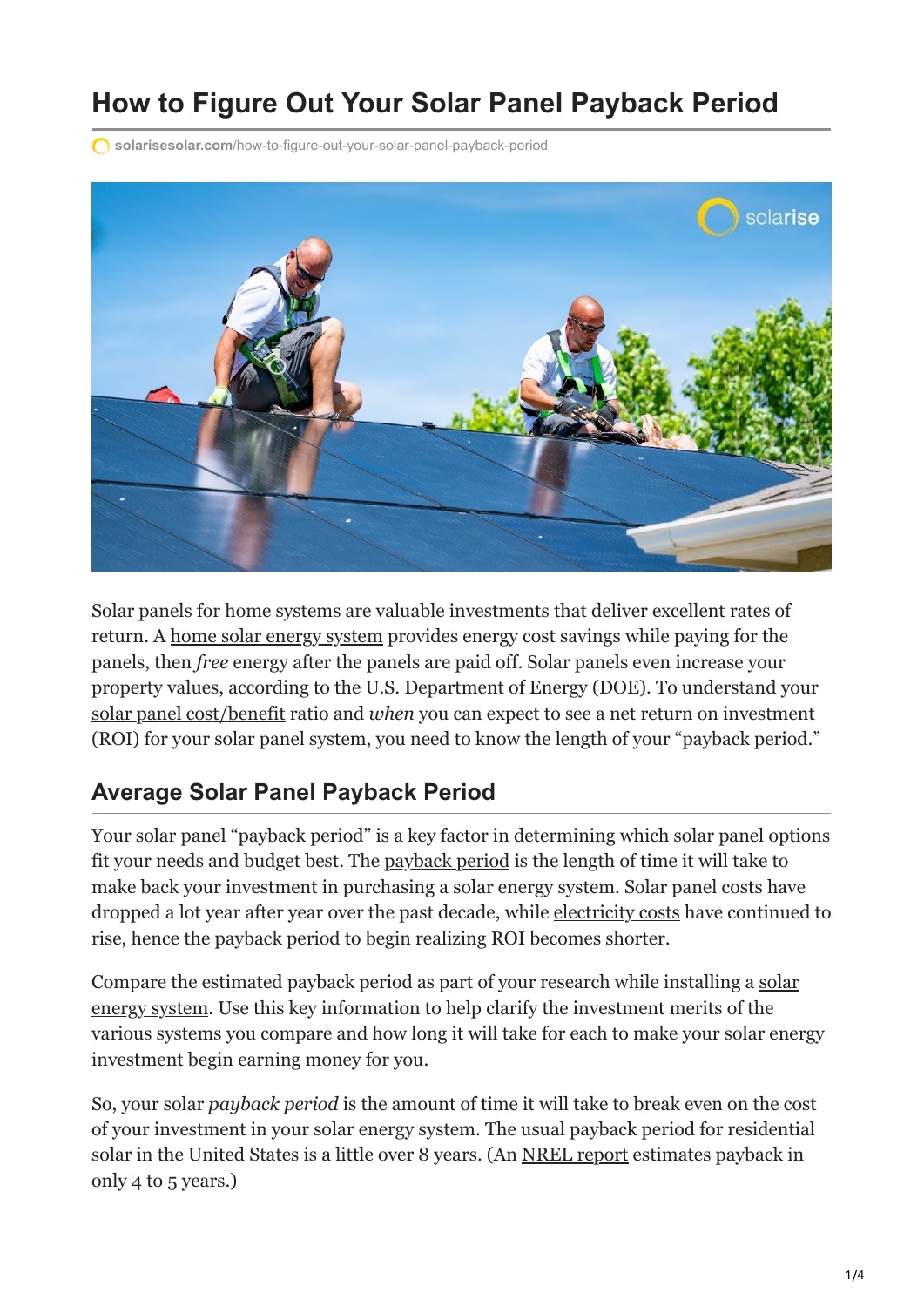# How to Figure Out Your Solar Panel Payback Period

solarisesolar.com/how-to-figure-out-your-solar-panel-payback-period

Solar panels for home systems are valuable investments that deliver excellent rates of return. A home solar energy system provides energy cost savings while paying for the panels, then *free* energy after the panels are paid off. Solar panels even increase your property values, according to the U.S. Department of Energy (DOE). To understand your solar panel cost/benefit ratio and *when* you can expect to see a net return on investment (ROI) for your solar panel system, you need to know the length of your "payback period."

## Average Solar Panel Payback Period

Your solar panel "payback period" is a key factor in determining which solar panel options fit your needs and budget best. The payback period is the length of time it will take to make back your investment in purchasing a solar energy system. Solar panel costs have dropped a lot year after year over the past decade, while electricity costs have continued to rise, hence the payback period to begin realizing ROI becomes shorter.

Compare the estimated payback period as part of your research while installing a solar energy system. Use this key information to help clarify the investment merits of the various systems you compare and how long it will take for each to make your solar energy investment begin earning money for you.

So, your solar *payback period* is the amount of time it will take to break even on the cost of your investment in your solar energy system. The usual payback period for residential solar in the United States is a little over 8 years. (An NREL report estimates payback in only 4 to 5 years.)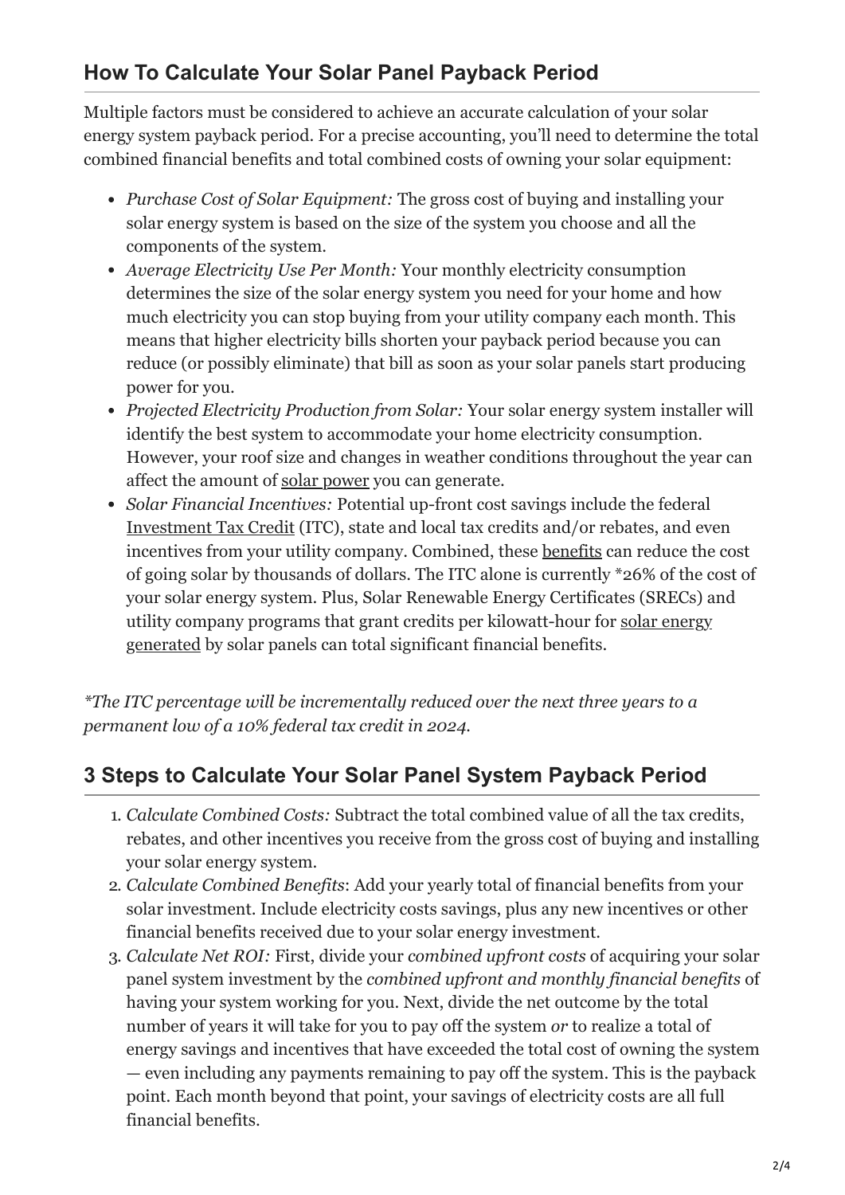## How To Calculate Your Solar Panel Payback Period

Multiple factors must be considered to achieve an accurate calculation of your solar energy system payback period. For a precise accounting, you'll need to determine the total combined financial benefits and total combined costs of owning your solar equipment:

- *Purchase Cost of Solar Equipment:* The gross cost of buying and installing your solar energy system is based on the size of the system you choose and all the components of the system.
- *Average Electricity Use Per Month:* Your monthly electricity consumption determines the size of the solar energy system you need for your home and how much electricity you can stop buying from your utility company each month. This means that higher electricity bills shorten your payback period because you can reduce (or possibly eliminate) that bill as soon as your solar panels start producing power for you.
- *Projected Electricity Production from Solar:* Your solar energy system installer will identify the best system to accommodate your home electricity consumption. However, your roof size and changes in weather conditions throughout the year can affect the amount of solar power you can generate.
- *Solar Financial Incentives:* Potential up-front cost savings include the federal Investment Tax Credit (ITC), state and local tax credits and/or rebates, and even incentives from your utility company. Combined, these benefits can reduce the cost of going solar by thousands of dollars. The ITC alone is currently *26% of the cost of your solar energy system. Plus, Solar Renewable Energy Certificates (SRECs) and utility company programs that grant credits per kilowatt-hour for solar energy generated by solar panels can total significant financial benefits.

*\*The ITC percentage will be incrementally reduced over the next three years to a permanent low of a 10% federal tax credit in 2024.*

## 3 Steps to Calculate Your Solar Panel System Payback Period

1. *Calculate Combined Costs:* Subtract the total combined value of all the tax credits, rebates, and other incentives you receive from the gross cost of buying and installing your solar energy system.
2. *Calculate Combined Benefits*: Add your yearly total of financial benefits from your solar investment. Include electricity costs savings, plus any new incentives or other financial benefits received due to your solar energy investment.
3. *Calculate Net ROI:* First, divide your *combined upfront costs* of acquiring your solar panel system investment by the *combined upfront and monthly financial benefits* of having your system working for you. Next, divide the net outcome by the total number of years it will take for you to pay off the system *or* to realize a total of energy savings and incentives that have exceeded the total cost of owning the system — even including any payments remaining to pay off the system. This is the payback point. Each month beyond that point, your savings of electricity costs are all full financial benefits.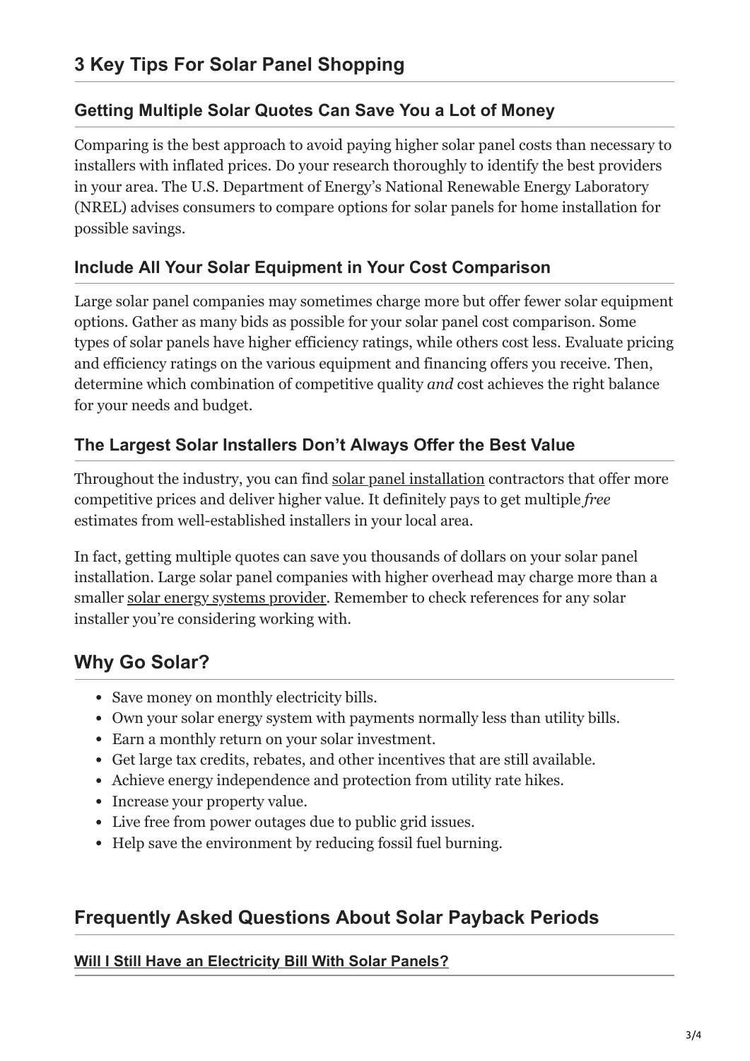## 3 Key Tips For Solar Panel Shopping

### Getting Multiple Solar Quotes Can Save You a Lot of Money

Comparing is the best approach to avoid paying higher solar panel costs than necessary to installers with inflated prices. Do your research thoroughly to identify the best providers in your area. The U.S. Department of Energy's National Renewable Energy Laboratory (NREL) advises consumers to compare options for solar panels for home installation for possible savings.

### Include All Your Solar Equipment in Your Cost Comparison

Large solar panel companies may sometimes charge more but offer fewer solar equipment options. Gather as many bids as possible for your solar panel cost comparison. Some types of solar panels have higher efficiency ratings, while others cost less. Evaluate pricing and efficiency ratings on the various equipment and financing offers you receive. Then, determine which combination of competitive quality *and* cost achieves the right balance for your needs and budget.

### The Largest Solar Installers Don't Always Offer the Best Value

Throughout the industry, you can find solar panel installation contractors that offer more competitive prices and deliver higher value. It definitely pays to get multiple *free* estimates from well-established installers in your local area.

In fact, getting multiple quotes can save you thousands of dollars on your solar panel installation. Large solar panel companies with higher overhead may charge more than a smaller solar energy systems provider. Remember to check references for any solar installer you're considering working with.

## Why Go Solar?

- Save money on monthly electricity bills.
- Own your solar energy system with payments normally less than utility bills.
- Earn a monthly return on your solar investment.
- Get large tax credits, rebates, and other incentives that are still available.
- Achieve energy independence and protection from utility rate hikes.
- Increase your property value.
- Live free from power outages due to public grid issues.
- Help save the environment by reducing fossil fuel burning.

## Frequently Asked Questions About Solar Payback Periods

### Will I Still Have an Electricity Bill With Solar Panels?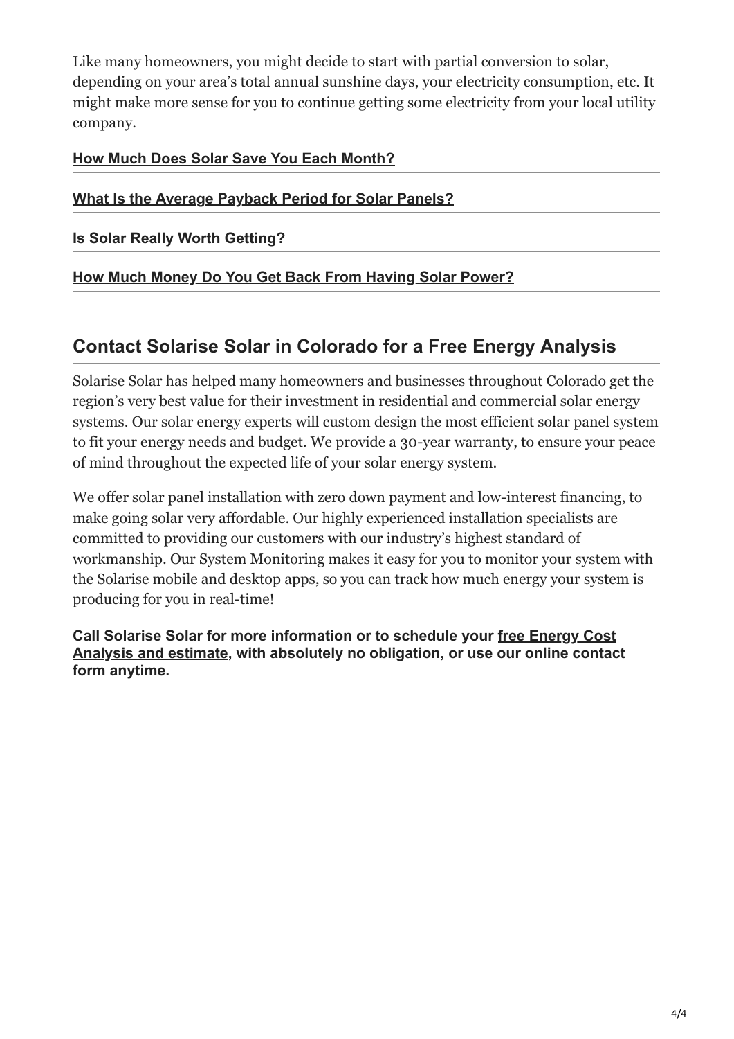Like many homeowners, you might decide to start with partial conversion to solar, depending on your area's total annual sunshine days, your electricity consumption, etc. It might make more sense for you to continue getting some electricity from your local utility company.

**How Much Does Solar Save You Each Month?**

**What Is the Average Payback Period for Solar Panels?**

**Is Solar Really Worth Getting?**

**How Much Money Do You Get Back From Having Solar Power?**

## Contact Solarise Solar in Colorado for a Free Energy Analysis

Solarise Solar has helped many homeowners and businesses throughout Colorado get the region's very best value for their investment in residential and commercial solar energy systems. Our solar energy experts will custom design the most efficient solar panel system to fit your energy needs and budget. We provide a 30-year warranty, to ensure your peace of mind throughout the expected life of your solar energy system.

We offer solar panel installation with zero down payment and low-interest financing, to make going solar very affordable. Our highly experienced installation specialists are committed to providing our customers with our industry's highest standard of workmanship. Our System Monitoring makes it easy for you to monitor your system with the Solarise mobile and desktop apps, so you can track how much energy your system is producing for you in real-time!

**Call Solarise Solar for more information or to schedule your free Energy Cost Analysis and estimate, with absolutely no obligation, or use our online contact form anytime.**